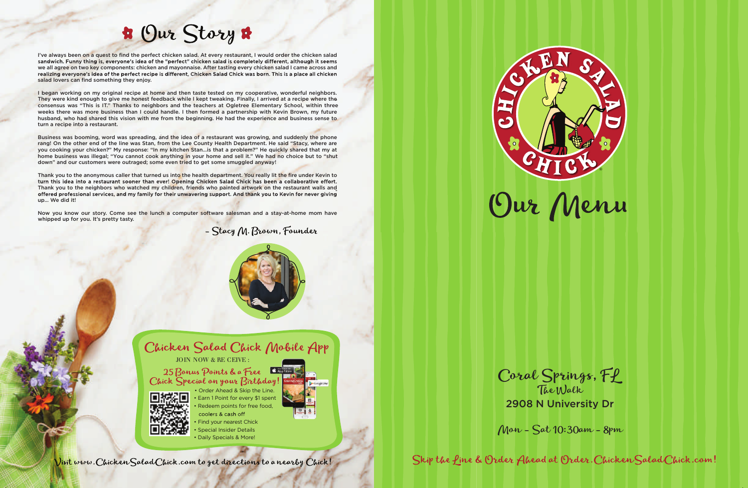# Our Story

I've always been on a quest to find the perfect chicken salad. At every restaurant, I would order the chicken salad sandwich. Funny thing is, everyone's idea of the "perfect" chicken salad is completely different, although it seems we all agree on two key components: chicken and mayonnaise. After tasting every chicken salad I came across and realizing everyone's idea of the perfect recipe is different, Chicken Salad Chick was born. This is a place all chicken salad lovers can find something they enjoy.

I began working on my original recipe at home and then taste tested on my cooperative, wonderful neighbors. They were kind enough to give me honest feedback while I kept tweaking. Finally, I arrived at a recipe where the consensus was "This is IT." Thanks to neighbors and the teachers at Ogletree Elementary School, within three weeks there was more business than I could handle. I then formed a partnership with Kevin Brown, my future husband, who had shared this vision with me from the beginning. He had the experience and business sense to turn a recipe into a restaurant.

Business was booming, word was spreading, and the idea of a restaurant was growing, and suddenly the phone rang! On the other end of the line was Stan, from the Lee County Health Department. He said "Stacy, where are you cooking your chicken?" My response: "In my kitchen Stan...is that a problem?" He quickly shared that my at home business was illegal; "You cannot cook anything in your home and sell it." We had no choice but to "shut down" and our customers were outraged; some even tried to get some smuggled anyway!

Thank you to the anonymous caller that turned us into the health department. You really lit the fire under Kevin to turn this idea into a restaurant sooner than ever! Opening Chicken Salad Chick has been a collaborative effort. Thank you to the neighbors who watched my children, friends who painted artwork on the restaurant walls and offered professional services, and my family for their unwavering support. And thank you to Kevin for never giving up... We did it!

Now you know our story. Come see the lunch a computer software salesman and a stay-at-home mom have whipped up for you. It's pretty tasty.

– Stacy M. Brown, Founder

## Chicken Salad Chick Mobile App

JOIN NOW & RECEIVE:

25 Bonus Points & a Free Chick Special on your Birthday!

- Order Ahead & Skip the Line.
- Earn 1 Point for every $1 spent
- Redeem points for free food, coolers & cash off
- Find your nearest Chick
- Special Insider Details
- Daily Specials & More!

Visit www.ChickenSaladChick.com to get directions to a nearby Chick!

CHICKEN SALAD CHICK®

# Our Menu

Coral Springs, FL

The Walk

2908 N University Dr

Mon - Sat 10:30am - 8pm

Skip the Line & Order Ahead at Order.ChickenSaladChick.com!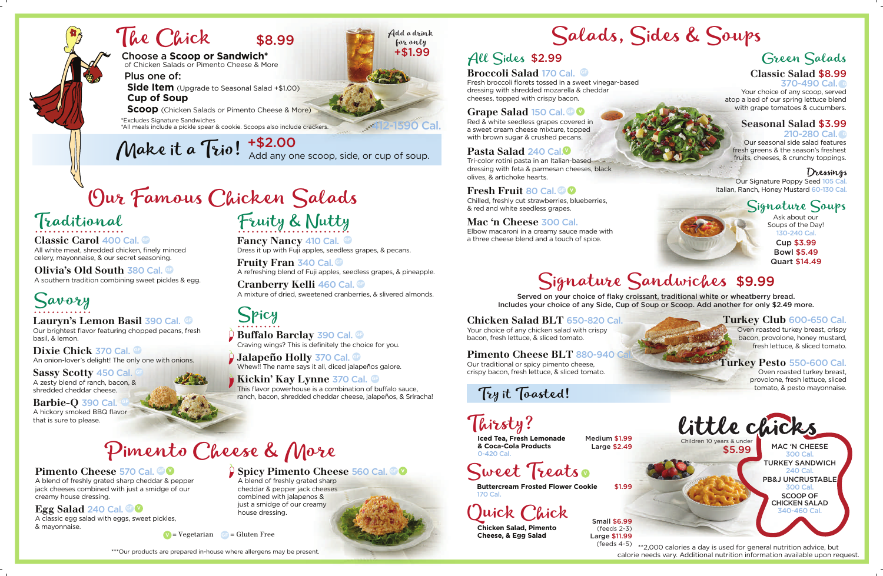# The Chick $8.99

Add a drink for only **+$1.99**

**Choose a Scoop or Sandwich*** of Chicken Salads or Pimento Cheese & More

**Plus one of:**

- **Side Item** (Upgrade to Seasonal Salad +$1.00)
- **Cup of Soup**
- **Scoop** (Chicken Salads or Pimento Cheese & More)

*Excludes Signature Sandwiches
*All meals include a pickle spear & cookie. Scoops also include crackers.

412-1590 Cal.

## Make it a Trio! +$2.00

Add any one scoop, side, or cup of soup.

# Our Famous Chicken Salads

## Traditional

**Classic Carol** 400 Cal. GF
All white meat, shredded chicken, finely minced celery, mayonnaise, & our secret seasoning.

**Olivia's Old South** 380 Cal. GF
A southern tradition combining sweet pickles & egg.

## Savory

**Lauryn's Lemon Basil** 390 Cal. GF
Our brightest flavor featuring chopped pecans, fresh basil, & lemon.

**Dixie Chick** 370 Cal. GF
An onion-lover's delight! The only one with onions.

**Sassy Scotty** 450 Cal. GF
A zesty blend of ranch, bacon, & shredded cheddar cheese.

**Barbie-Q** 390 Cal. GF
A hickory smoked BBQ flavor that is sure to please.

## Fruity & Nutty

**Fancy Nancy** 410 Cal. GF
Dress it up with Fuji apples, seedless grapes, & pecans.

**Fruity Fran** 340 Cal. GF
A refreshing blend of Fuji apples, seedless grapes, & pineapple.

**Cranberry Kelli** 460 Cal. GF
A mixture of dried, sweetened cranberries, & slivered almonds.

## Spicy

**Buffalo Barclay** 390 Cal. GF
Craving wings? This is definitely the choice for you.

**Jalapeño Holly** 370 Cal. GF
Whew!! The name says it all, diced jalapeños galore.

**Kickin' Kay Lynne** 370 Cal. GF
This flavor powerhouse is a combination of buffalo sauce, ranch, bacon, shredded cheddar cheese, jalapeños, & Sriracha!

# Pimento Cheese & More

**Pimento Cheese** 570 Cal. GF V
A blend of freshly grated sharp cheddar & pepper jack cheeses combined with just a smidge of our creamy house dressing.

**Egg Salad** 240 Cal. GF V
A classic egg salad with eggs, sweet pickles, & mayonnaise.

**Spicy Pimento Cheese** 560 Cal. GF V
A blend of freshly grated sharp cheddar & pepper jack cheeses combined with jalapenos & just a smidge of our creamy house dressing.

V = Vegetarian GF = Gluten Free

***Our products are prepared in-house where allergens may be present.

# Salads, Sides & Soups

## All Sides $2.99

**Broccoli Salad** 170 Cal. GF
Fresh broccoli florets tossed in a sweet vinegar-based dressing with shredded mozarella & cheddar cheeses, topped with crispy bacon.

**Grape Salad** 150 Cal. GF V
Red & white seedless grapes covered in a sweet cream cheese mixture, topped with brown sugar & crushed pecans.

**Pasta Salad** 240 Cal. V
Tri-color rotini pasta in an Italian-based dressing with feta & parmesan cheeses, black olives, & artichoke hearts.

**Fresh Fruit** 80 Cal. GF V
Chilled, freshly cut strawberries, blueberries, & red and white seedless grapes.

**Mac 'n Cheese** 300 Cal.
Elbow macaroni in a creamy sauce made with a three cheese blend and a touch of spice.

## Green Salads

**Classic Salad $8.99**
370-490 Cal. GF
Your choice of any scoop, served atop a bed of our spring lettuce blend with grape tomatoes & cucumbers.

**Seasonal Salad $3.99**
210-280 Cal. GF
Our seasonal side salad features fresh greens & the season's freshest fruits, cheeses, & crunchy toppings.

### Dressings

Our Signature Poppy Seed 105 Cal.
Italian, Ranch, Honey Mustard 60-130 Cal.

## Signature Soups

Ask about our Soups of the Day!
130-240 Cal.

Cup $3.99
Bowl $5.49
Quart $14.49

# Signature Sandwiches $9.99

Served on your choice of flaky croissant, traditional white or wheatberry bread.
Includes your choice of any Side, Cup of Soup or Scoop. Add another for only $2.49 more.

**Chicken Salad BLT** 650-820 Cal.
Your choice of any chicken salad with crispy bacon, fresh lettuce, & sliced tomato.

**Pimento Cheese BLT** 880-940 Cal.
Our traditional or spicy pimento cheese, crispy bacon, fresh lettuce, & sliced tomato.

**Turkey Club** 600-650 Cal.
Oven roasted turkey breast, crispy bacon, provolone, honey mustard, fresh lettuce, & sliced tomato.

**Turkey Pesto** 550-600 Cal.
Oven roasted turkey breast, provolone, fresh lettuce, sliced tomato, & pesto mayonnaise.

Try it Toasted!

## Thirsty?

**Iced Tea, Fresh Lemonade & Coca-Cola Products**
0-420 Cal.

Medium $1.99
Large $2.49

## Sweet Treats V

**Buttercream Frosted Flower Cookie** $1.99
170 Cal.

## Quick Chick

**Chicken Salad, Pimento Cheese, & Egg Salad**

Small $6.99 (feeds 2-3)
Large $11.99 (feeds 4-5)

## little chicks

Children 10 years & under
$5.99

- MAC 'N CHEESE 300 Cal.
- TURKEY SANDWICH 240 Cal.
- PB&J UNCRUSTABLE 300 Cal.
- SCOOP OF CHICKEN SALAD 340-460 Cal.

**2,000 calories a day is used for general nutrition advice, but calorie needs vary. Additional nutrition information available upon request.